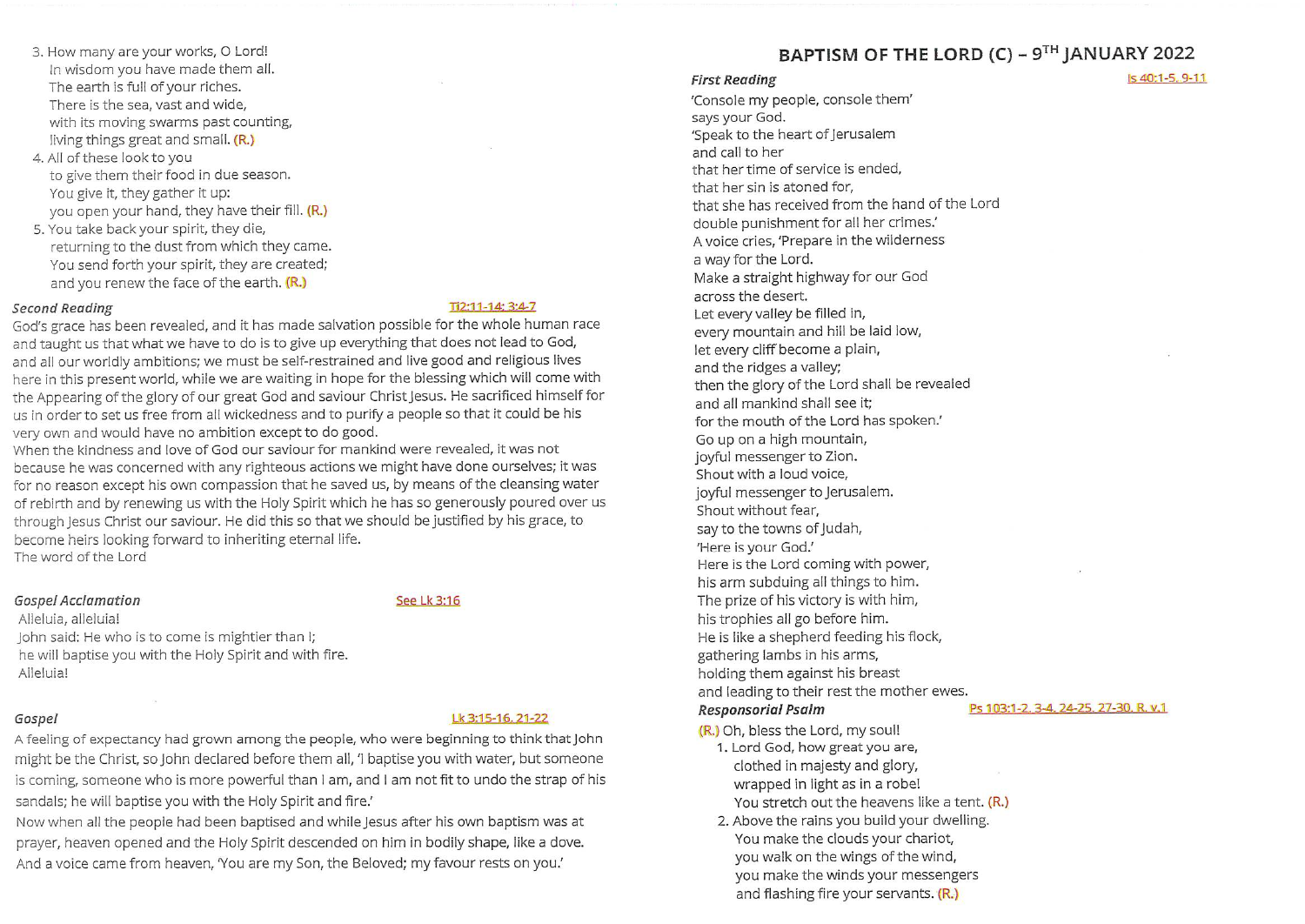# BAPTISM OF THE LORD (C) – 9TH JANUARY 2022

***First Reading*** Is 40:1-5, 9-11

'Console my people, console them'
says your God.
'Speak to the heart of Jerusalem
and call to her
that her time of service is ended,
that her sin is atoned for,
that she has received from the hand of the Lord
double punishment for all her crimes.'
A voice cries, 'Prepare in the wilderness
a way for the Lord.
Make a straight highway for our God
across the desert.
Let every valley be filled in,
every mountain and hill be laid low,
let every cliff become a plain,
and the ridges a valley;
then the glory of the Lord shall be revealed
and all mankind shall see it;
for the mouth of the Lord has spoken.'
Go up on a high mountain,
joyful messenger to Zion.
Shout with a loud voice,
joyful messenger to Jerusalem.
Shout without fear,
say to the towns of Judah,
'Here is your God.'
Here is the Lord coming with power,
his arm subduing all things to him.
The prize of his victory is with him,
his trophies all go before him.
He is like a shepherd feeding his flock,
gathering lambs in his arms,
holding them against his breast
and leading to their rest the mother ewes.

***Responsorial Psalm*** Ps 103:1-2, 3-4, 24-25, 27-30, R. v.1

(R.) Oh, bless the Lord, my soul!

1. Lord God, how great you are,
   clothed in majesty and glory,
   wrapped in light as in a robe!
   You stretch out the heavens like a tent. (R.)
2. Above the rains you build your dwelling.
   You make the clouds your chariot,
   you walk on the wings of the wind,
   you make the winds your messengers
   and flashing fire your servants. (R.)
3. How many are your works, O Lord!
   In wisdom you have made them all.
   The earth is full of your riches.
   There is the sea, vast and wide,
   with its moving swarms past counting,
   living things great and small. (R.)
4. All of these look to you
   to give them their food in due season.
   You give it, they gather it up:
   you open your hand, they have their fill. (R.)
5. You take back your spirit, they die,
   returning to the dust from which they came.
   You send forth your spirit, they are created;
   and you renew the face of the earth. (R.)

***Second Reading*** Ti2:11-14; 3:4-7

God's grace has been revealed, and it has made salvation possible for the whole human race and taught us that what we have to do is to give up everything that does not lead to God, and all our worldly ambitions; we must be self-restrained and live good and religious lives here in this present world, while we are waiting in hope for the blessing which will come with the Appearing of the glory of our great God and saviour Christ Jesus. He sacrificed himself for us in order to set us free from all wickedness and to purify a people so that it could be his very own and would have no ambition except to do good.
When the kindness and love of God our saviour for mankind were revealed, it was not because he was concerned with any righteous actions we might have done ourselves; it was for no reason except his own compassion that he saved us, by means of the cleansing water of rebirth and by renewing us with the Holy Spirit which he has so generously poured over us through Jesus Christ our saviour. He did this so that we should be justified by his grace, to become heirs looking forward to inheriting eternal life.
The word of the Lord

***Gospel Acclamation*** See Lk 3:16

Alleluia, alleluia!
John said: He who is to come is mightier than I;
he will baptise you with the Holy Spirit and with fire.
Alleluia!

***Gospel*** Lk 3:15-16, 21-22

A feeling of expectancy had grown among the people, who were beginning to think that John might be the Christ, so John declared before them all, 'I baptise you with water, but someone is coming, someone who is more powerful than I am, and I am not fit to undo the strap of his sandals; he will baptise you with the Holy Spirit and fire.'
Now when all the people had been baptised and while Jesus after his own baptism was at prayer, heaven opened and the Holy Spirit descended on him in bodily shape, like a dove. And a voice came from heaven, 'You are my Son, the Beloved; my favour rests on you.'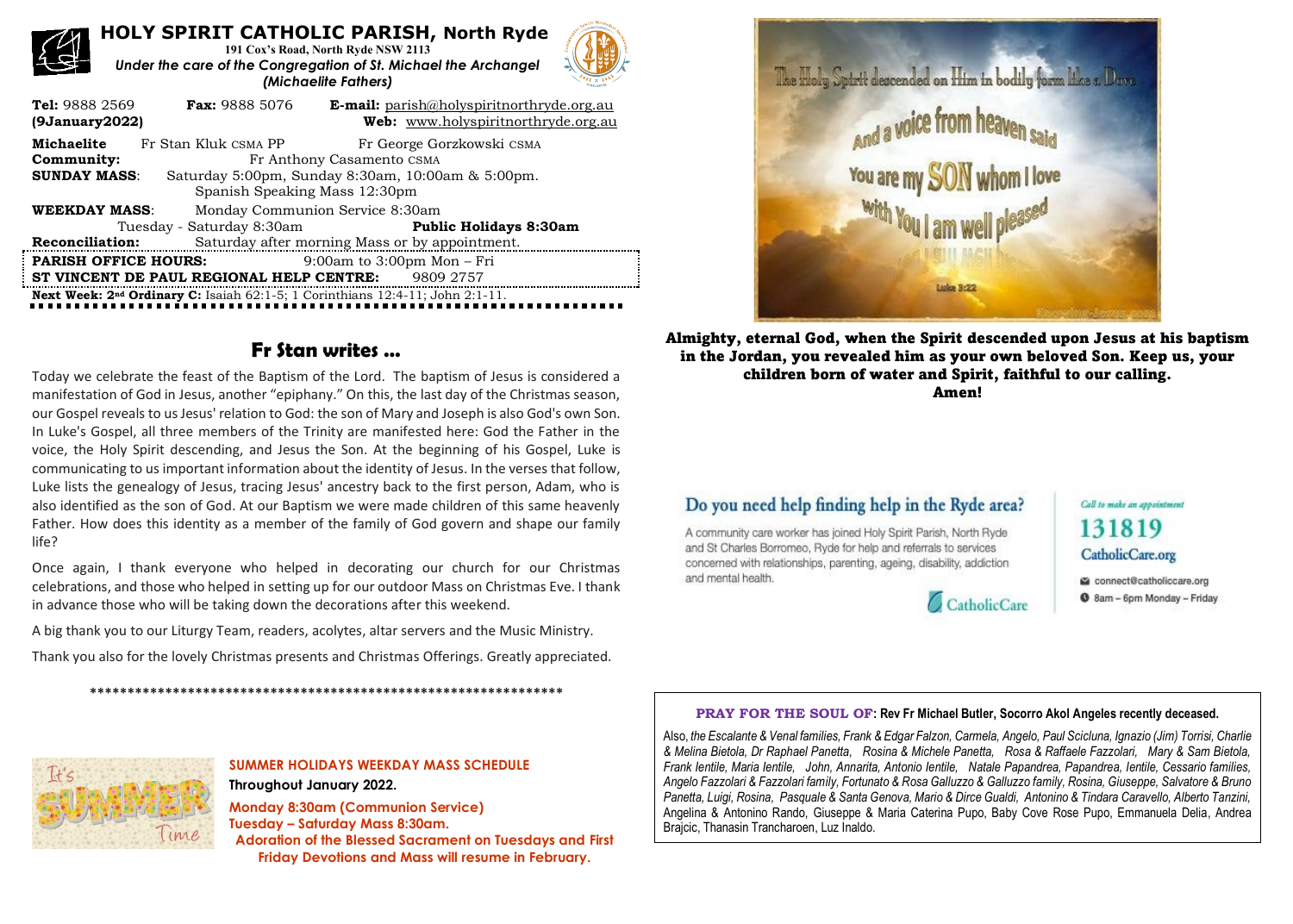# HOLY SPIRIT CATHOLIC PARISH, North Ryde

**191 Cox's Road, North Ryde NSW 2113**

*Under the care of the Congregation of St. Michael the Archangel (Michaelite Fathers)*

**Tel:** 9888 2569 **Fax:** 9888 5076 **E-mail:** parish@holyspiritnorthryde.org.au

**(9January2022)** **Web:** www.holyspiritnorthryde.org.au

**Michaelite Community:** Fr Stan Kluk CSMA PP, Fr George Gorzkowski CSMA, Fr Anthony Casamento CSMA

**SUNDAY MASS:** Saturday 5:00pm, Sunday 8:30am, 10:00am & 5:00pm. Spanish Speaking Mass 12:30pm

**WEEKDAY MASS:** Monday Communion Service 8:30am
Tuesday - Saturday 8:30am **Public Holidays 8:30am**

**Reconciliation:** Saturday after morning Mass or by appointment.

**PARISH OFFICE HOURS:** 9:00am to 3:00pm Mon – Fri

**ST VINCENT DE PAUL REGIONAL HELP CENTRE:** 9809 2757

**Next Week: 2nd Ordinary C:** Isaiah 62:1-5; 1 Corinthians 12:4-11; John 2:1-11.

## Fr Stan writes …

Today we celebrate the feast of the Baptism of the Lord. The baptism of Jesus is considered a manifestation of God in Jesus, another "epiphany." On this, the last day of the Christmas season, our Gospel reveals to us Jesus' relation to God: the son of Mary and Joseph is also God's own Son. In Luke's Gospel, all three members of the Trinity are manifested here: God the Father in the voice, the Holy Spirit descending, and Jesus the Son. At the beginning of his Gospel, Luke is communicating to us important information about the identity of Jesus. In the verses that follow, Luke lists the genealogy of Jesus, tracing Jesus' ancestry back to the first person, Adam, who is also identified as the son of God. At our Baptism we were made children of this same heavenly Father. How does this identity as a member of the family of God govern and shape our family life?

Once again, I thank everyone who helped in decorating our church for our Christmas celebrations, and those who helped in setting up for our outdoor Mass on Christmas Eve. I thank in advance those who will be taking down the decorations after this weekend.

A big thank you to our Liturgy Team, readers, acolytes, altar servers and the Music Ministry.

Thank you also for the lovely Christmas presents and Christmas Offerings. Greatly appreciated.

*****************************************************************

**SUMMER HOLIDAYS WEEKDAY MASS SCHEDULE**

**Throughout January 2022.**

**Monday 8:30am (Communion Service)**
**Tuesday – Saturday Mass 8:30am.**
**Adoration of the Blessed Sacrament on Tuesdays and First Friday Devotions and Mass will resume in February.**

The Holy Spirit descended on Him in bodily form like a Dove
And a voice from heaven said
You are my SON whom I love
with You I am well pleased
Luke 3:22

**Almighty, eternal God, when the Spirit descended upon Jesus at his baptism in the Jordan, you revealed him as your own beloved Son. Keep us, your children born of water and Spirit, faithful to our calling. Amen!**

## Do you need help finding help in the Ryde area?

A community care worker has joined Holy Spirit Parish, North Ryde and St Charles Borromeo, Ryde for help and referrals to services concerned with relationships, parenting, ageing, disability, addiction and mental health.

CatholicCare

*Call to make an appointment*
131819
CatholicCare.org
connect@catholiccare.org
8am – 6pm Monday – Friday

**PRAY FOR THE SOUL OF: Rev Fr Michael Butler, Socorro Akol Angeles recently deceased.**

Also, *the Escalante & Venal families, Frank & Edgar Falzon, Carmela, Angelo, Paul Scicluna, Ignazio (Jim) Torrisi, Charlie & Melina Bietola, Dr Raphael Panetta, Rosina & Michele Panetta, Rosa & Raffaele Fazzolari, Mary & Sam Bietola, Frank Ientile, Maria Ientile, John, Annarita, Antonio Ientile, Natale Papandrea, Papandrea, Ientile, Cessario families, Angelo Fazzolari & Fazzolari family, Fortunato & Rosa Galluzzo & Galluzzo family, Rosina, Giuseppe, Salvatore & Bruno Panetta, Luigi, Rosina, Pasquale & Santa Genova, Mario & Dirce Gualdi, Antonino & Tindara Caravello, Alberto Tanzini,* Angelina & Antonino Rando, Giuseppe & Maria Caterina Pupo, Baby Cove Rose Pupo, Emmanuela Delia, Andrea Brajcic, Thanasin Trancharoen, Luz Inaldo.